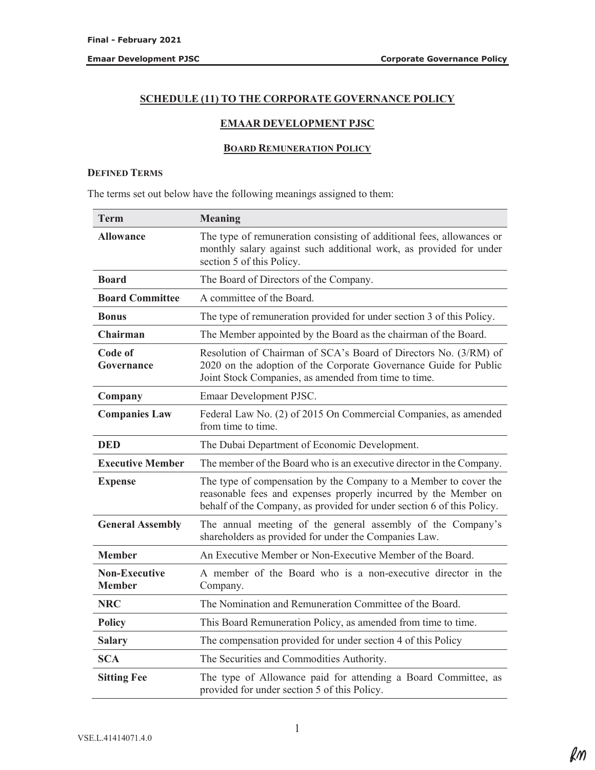# SCHEDULE (11) TO THE CORPORATE GOVERNANCE POLICY

## EMAAR DEVELOPMENT PJSC

### BOARD REMUNERATION POLICY

**DEFINED TERMS**

The terms set out below have the following meanings assigned to them:

| Term | Meaning |
|---|---|
| **Allowance** | The type of remuneration consisting of additional fees, allowances or monthly salary against such additional work, as provided for under section 5 of this Policy. |
| **Board** | The Board of Directors of the Company. |
| **Board Committee** | A committee of the Board. |
| **Bonus** | The type of remuneration provided for under section 3 of this Policy. |
| **Chairman** | The Member appointed by the Board as the chairman of the Board. |
| **Code of Governance** | Resolution of Chairman of SCA's Board of Directors No. (3/RM) of 2020 on the adoption of the Corporate Governance Guide for Public Joint Stock Companies, as amended from time to time. |
| **Company** | Emaar Development PJSC. |
| **Companies Law** | Federal Law No. (2) of 2015 On Commercial Companies, as amended from time to time. |
| **DED** | The Dubai Department of Economic Development. |
| **Executive Member** | The member of the Board who is an executive director in the Company. |
| **Expense** | The type of compensation by the Company to a Member to cover the reasonable fees and expenses properly incurred by the Member on behalf of the Company, as provided for under section 6 of this Policy. |
| **General Assembly** | The annual meeting of the general assembly of the Company's shareholders as provided for under the Companies Law. |
| **Member** | An Executive Member or Non-Executive Member of the Board. |
| **Non-Executive Member** | A member of the Board who is a non-executive director in the Company. |
| **NRC** | The Nomination and Remuneration Committee of the Board. |
| **Policy** | This Board Remuneration Policy, as amended from time to time. |
| **Salary** | The compensation provided for under section 4 of this Policy |
| **SCA** | The Securities and Commodities Authority. |
| **Sitting Fee** | The type of Allowance paid for attending a Board Committee, as provided for under section 5 of this Policy. |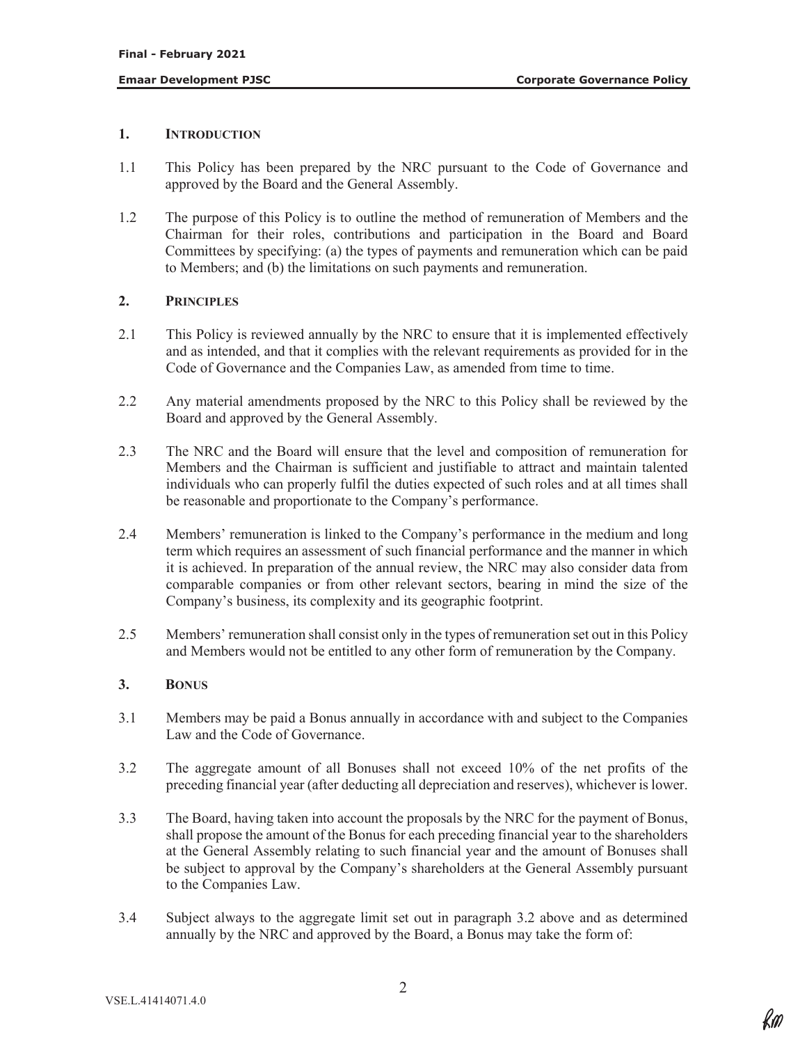## 1. INTRODUCTION

1.1 This Policy has been prepared by the NRC pursuant to the Code of Governance and approved by the Board and the General Assembly.

1.2 The purpose of this Policy is to outline the method of remuneration of Members and the Chairman for their roles, contributions and participation in the Board and Board Committees by specifying: (a) the types of payments and remuneration which can be paid to Members; and (b) the limitations on such payments and remuneration.

## 2. PRINCIPLES

2.1 This Policy is reviewed annually by the NRC to ensure that it is implemented effectively and as intended, and that it complies with the relevant requirements as provided for in the Code of Governance and the Companies Law, as amended from time to time.

2.2 Any material amendments proposed by the NRC to this Policy shall be reviewed by the Board and approved by the General Assembly.

2.3 The NRC and the Board will ensure that the level and composition of remuneration for Members and the Chairman is sufficient and justifiable to attract and maintain talented individuals who can properly fulfil the duties expected of such roles and at all times shall be reasonable and proportionate to the Company's performance.

2.4 Members' remuneration is linked to the Company's performance in the medium and long term which requires an assessment of such financial performance and the manner in which it is achieved. In preparation of the annual review, the NRC may also consider data from comparable companies or from other relevant sectors, bearing in mind the size of the Company's business, its complexity and its geographic footprint.

2.5 Members' remuneration shall consist only in the types of remuneration set out in this Policy and Members would not be entitled to any other form of remuneration by the Company.

## 3. BONUS

3.1 Members may be paid a Bonus annually in accordance with and subject to the Companies Law and the Code of Governance.

3.2 The aggregate amount of all Bonuses shall not exceed 10% of the net profits of the preceding financial year (after deducting all depreciation and reserves), whichever is lower.

3.3 The Board, having taken into account the proposals by the NRC for the payment of Bonus, shall propose the amount of the Bonus for each preceding financial year to the shareholders at the General Assembly relating to such financial year and the amount of Bonuses shall be subject to approval by the Company's shareholders at the General Assembly pursuant to the Companies Law.

3.4 Subject always to the aggregate limit set out in paragraph 3.2 above and as determined annually by the NRC and approved by the Board, a Bonus may take the form of: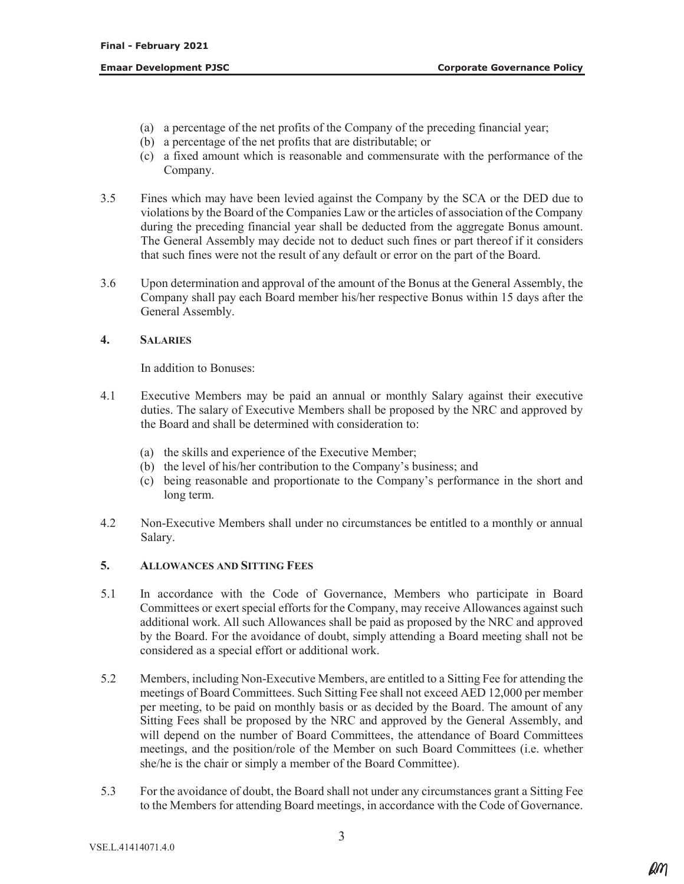(a) a percentage of the net profits of the Company of the preceding financial year;
(b) a percentage of the net profits that are distributable; or
(c) a fixed amount which is reasonable and commensurate with the performance of the Company.

3.5 Fines which may have been levied against the Company by the SCA or the DED due to violations by the Board of the Companies Law or the articles of association of the Company during the preceding financial year shall be deducted from the aggregate Bonus amount. The General Assembly may decide not to deduct such fines or part thereof if it considers that such fines were not the result of any default or error on the part of the Board.

3.6 Upon determination and approval of the amount of the Bonus at the General Assembly, the Company shall pay each Board member his/her respective Bonus within 15 days after the General Assembly.

## 4. SALARIES

In addition to Bonuses:

4.1 Executive Members may be paid an annual or monthly Salary against their executive duties. The salary of Executive Members shall be proposed by the NRC and approved by the Board and shall be determined with consideration to:

(a) the skills and experience of the Executive Member;
(b) the level of his/her contribution to the Company's business; and
(c) being reasonable and proportionate to the Company's performance in the short and long term.

4.2 Non-Executive Members shall under no circumstances be entitled to a monthly or annual Salary.

## 5. ALLOWANCES AND SITTING FEES

5.1 In accordance with the Code of Governance, Members who participate in Board Committees or exert special efforts for the Company, may receive Allowances against such additional work. All such Allowances shall be paid as proposed by the NRC and approved by the Board. For the avoidance of doubt, simply attending a Board meeting shall not be considered as a special effort or additional work.

5.2 Members, including Non-Executive Members, are entitled to a Sitting Fee for attending the meetings of Board Committees. Such Sitting Fee shall not exceed AED 12,000 per member per meeting, to be paid on monthly basis or as decided by the Board. The amount of any Sitting Fees shall be proposed by the NRC and approved by the General Assembly, and will depend on the number of Board Committees, the attendance of Board Committees meetings, and the position/role of the Member on such Board Committees (i.e. whether she/he is the chair or simply a member of the Board Committee).

5.3 For the avoidance of doubt, the Board shall not under any circumstances grant a Sitting Fee to the Members for attending Board meetings, in accordance with the Code of Governance.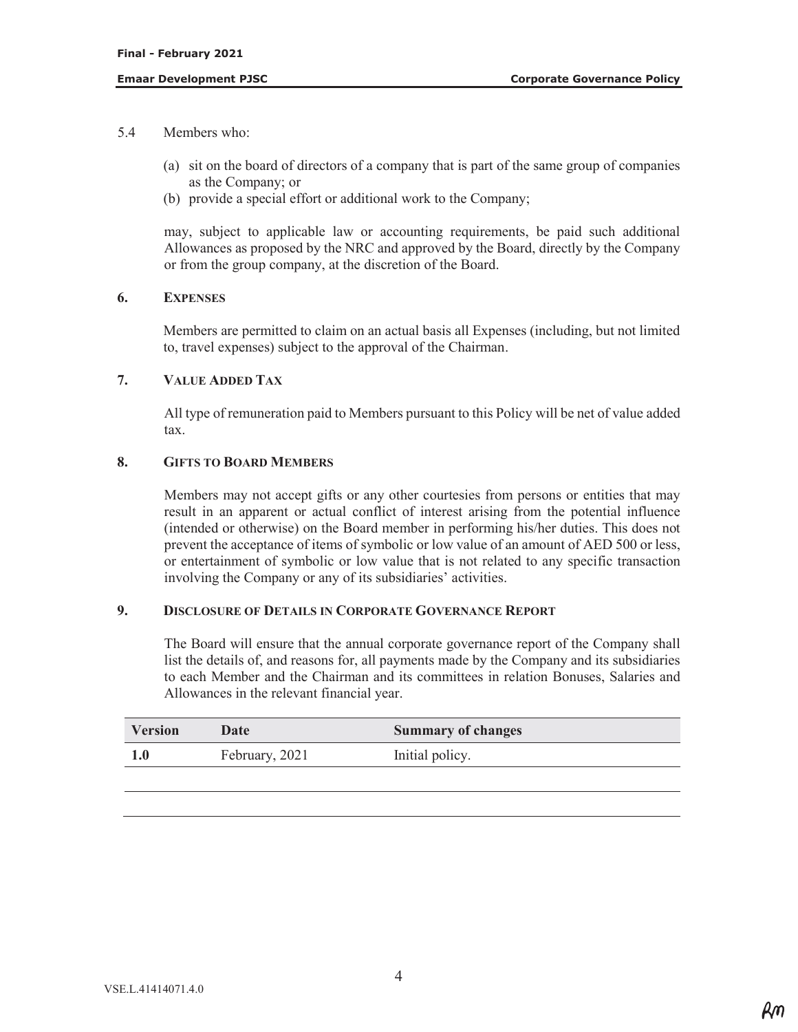5.4 Members who:

(a) sit on the board of directors of a company that is part of the same group of companies as the Company; or
(b) provide a special effort or additional work to the Company;

may, subject to applicable law or accounting requirements, be paid such additional Allowances as proposed by the NRC and approved by the Board, directly by the Company or from the group company, at the discretion of the Board.

## 6. EXPENSES

Members are permitted to claim on an actual basis all Expenses (including, but not limited to, travel expenses) subject to the approval of the Chairman.

## 7. VALUE ADDED TAX

All type of remuneration paid to Members pursuant to this Policy will be net of value added tax.

## 8. GIFTS TO BOARD MEMBERS

Members may not accept gifts or any other courtesies from persons or entities that may result in an apparent or actual conflict of interest arising from the potential influence (intended or otherwise) on the Board member in performing his/her duties. This does not prevent the acceptance of items of symbolic or low value of an amount of AED 500 or less, or entertainment of symbolic or low value that is not related to any specific transaction involving the Company or any of its subsidiaries' activities.

## 9. DISCLOSURE OF DETAILS IN CORPORATE GOVERNANCE REPORT

The Board will ensure that the annual corporate governance report of the Company shall list the details of, and reasons for, all payments made by the Company and its subsidiaries to each Member and the Chairman and its committees in relation Bonuses, Salaries and Allowances in the relevant financial year.

| Version | Date | Summary of changes |
|---|---|---|
| **1.0** | February, 2021 | Initial policy. |
| | | |
| | | |